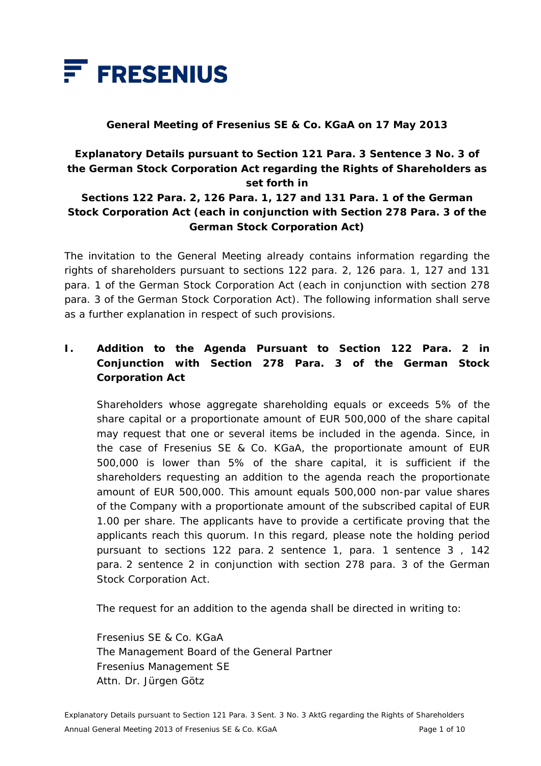FRESENIUS

**General Meeting of Fresenius SE & Co. KGaA on 17 May 2013**

# Explanatory Details pursuant to Section 121 Para. 3 Sentence 3 No. 3 of the German Stock Corporation Act regarding the Rights of Shareholders as set forth in Sections 122 Para. 2, 126 Para. 1, 127 and 131 Para. 1 of the German Stock Corporation Act (each in conjunction with Section 278 Para. 3 of the German Stock Corporation Act)

The invitation to the General Meeting already contains information regarding the rights of shareholders pursuant to sections 122 para. 2, 126 para. 1, 127 and 131 para. 1 of the German Stock Corporation Act (each in conjunction with section 278 para. 3 of the German Stock Corporation Act). The following information shall serve as a further explanation in respect of such provisions.

## I. Addition to the Agenda Pursuant to Section 122 Para. 2 in Conjunction with Section 278 Para. 3 of the German Stock Corporation Act

Shareholders whose aggregate shareholding equals or exceeds 5% of the share capital or a proportionate amount of EUR 500,000 of the share capital may request that one or several items be included in the agenda. Since, in the case of Fresenius SE & Co. KGaA, the proportionate amount of EUR 500,000 is lower than 5% of the share capital, it is sufficient if the shareholders requesting an addition to the agenda reach the proportionate amount of EUR 500,000. This amount equals 500,000 non-par value shares of the Company with a proportionate amount of the subscribed capital of EUR 1.00 per share. The applicants have to provide a certificate proving that the applicants reach this quorum. In this regard, please note the holding period pursuant to sections 122 para. 2 sentence 1, para. 1 sentence 3 , 142 para. 2 sentence 2 in conjunction with section 278 para. 3 of the German Stock Corporation Act.

The request for an addition to the agenda shall be directed in writing to:

Fresenius SE & Co. KGaA
The Management Board of the General Partner
Fresenius Management SE
Attn. Dr. Jürgen Götz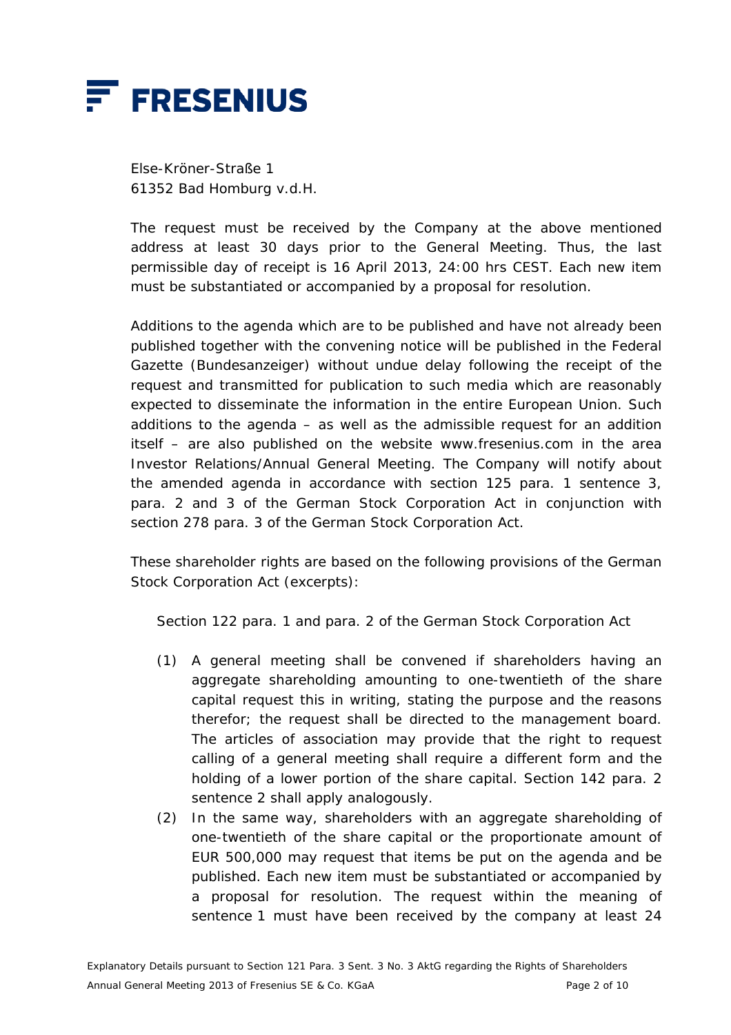Else-Kröner-Straße 1
61352 Bad Homburg v.d.H.

The request must be received by the Company at the above mentioned address at least 30 days prior to the General Meeting. Thus, the last permissible day of receipt is 16 April 2013, 24:00 hrs CEST. Each new item must be substantiated or accompanied by a proposal for resolution.

Additions to the agenda which are to be published and have not already been published together with the convening notice will be published in the Federal Gazette (Bundesanzeiger) without undue delay following the receipt of the request and transmitted for publication to such media which are reasonably expected to disseminate the information in the entire European Union. Such additions to the agenda – as well as the admissible request for an addition itself – are also published on the website www.fresenius.com in the area Investor Relations/Annual General Meeting. The Company will notify about the amended agenda in accordance with section 125 para. 1 sentence 3, para. 2 and 3 of the German Stock Corporation Act in conjunction with section 278 para. 3 of the German Stock Corporation Act.

These shareholder rights are based on the following provisions of the German Stock Corporation Act (excerpts):

Section 122 para. 1 and para. 2 of the German Stock Corporation Act

(1) A general meeting shall be convened if shareholders having an aggregate shareholding amounting to one-twentieth of the share capital request this in writing, stating the purpose and the reasons therefor; the request shall be directed to the management board. The articles of association may provide that the right to request calling of a general meeting shall require a different form and the holding of a lower portion of the share capital. Section 142 para. 2 sentence 2 shall apply analogously.

(2) In the same way, shareholders with an aggregate shareholding of one-twentieth of the share capital or the proportionate amount of EUR 500,000 may request that items be put on the agenda and be published. Each new item must be substantiated or accompanied by a proposal for resolution. The request within the meaning of sentence 1 must have been received by the company at least 24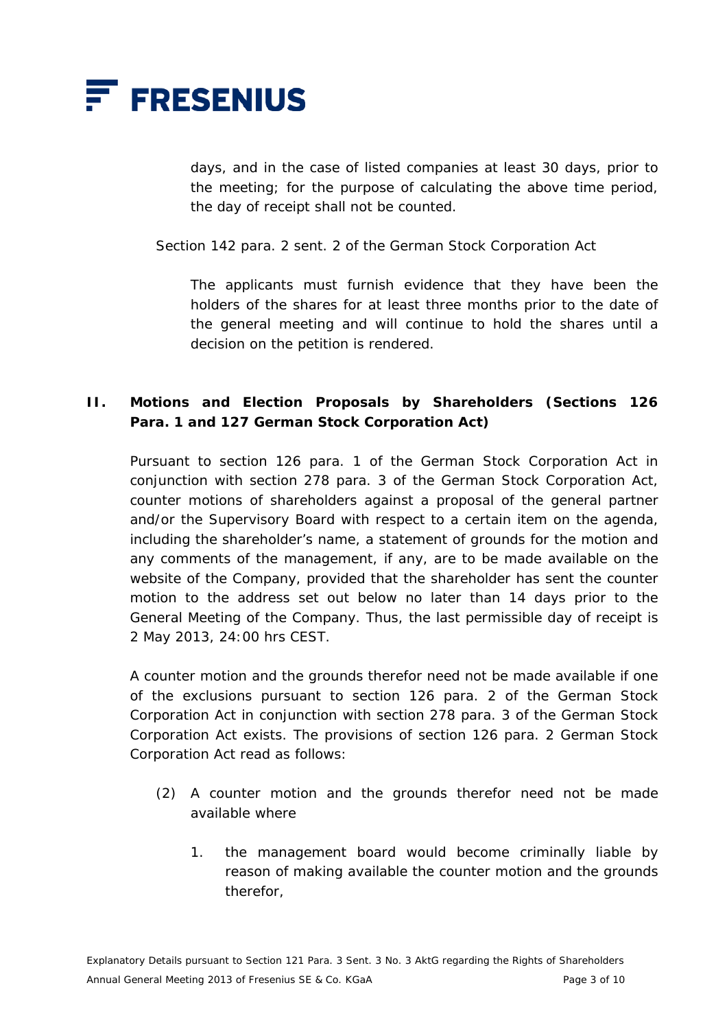days, and in the case of listed companies at least 30 days, prior to the meeting; for the purpose of calculating the above time period, the day of receipt shall not be counted.

Section 142 para. 2 sent. 2 of the German Stock Corporation Act

> The applicants must furnish evidence that they have been the holders of the shares for at least three months prior to the date of the general meeting and will continue to hold the shares until a decision on the petition is rendered.

## II. Motions and Election Proposals by Shareholders (Sections 126 Para. 1 and 127 German Stock Corporation Act)

Pursuant to section 126 para. 1 of the German Stock Corporation Act in conjunction with section 278 para. 3 of the German Stock Corporation Act, counter motions of shareholders against a proposal of the general partner and/or the Supervisory Board with respect to a certain item on the agenda, including the shareholder's name, a statement of grounds for the motion and any comments of the management, if any, are to be made available on the website of the Company, provided that the shareholder has sent the counter motion to the address set out below no later than 14 days prior to the General Meeting of the Company. Thus, the last permissible day of receipt is 2 May 2013, 24:00 hrs CEST.

A counter motion and the grounds therefor need not be made available if one of the exclusions pursuant to section 126 para. 2 of the German Stock Corporation Act in conjunction with section 278 para. 3 of the German Stock Corporation Act exists. The provisions of section 126 para. 2 German Stock Corporation Act read as follows:

(2) A counter motion and the grounds therefor need not be made available where

1. the management board would become criminally liable by reason of making available the counter motion and the grounds therefor,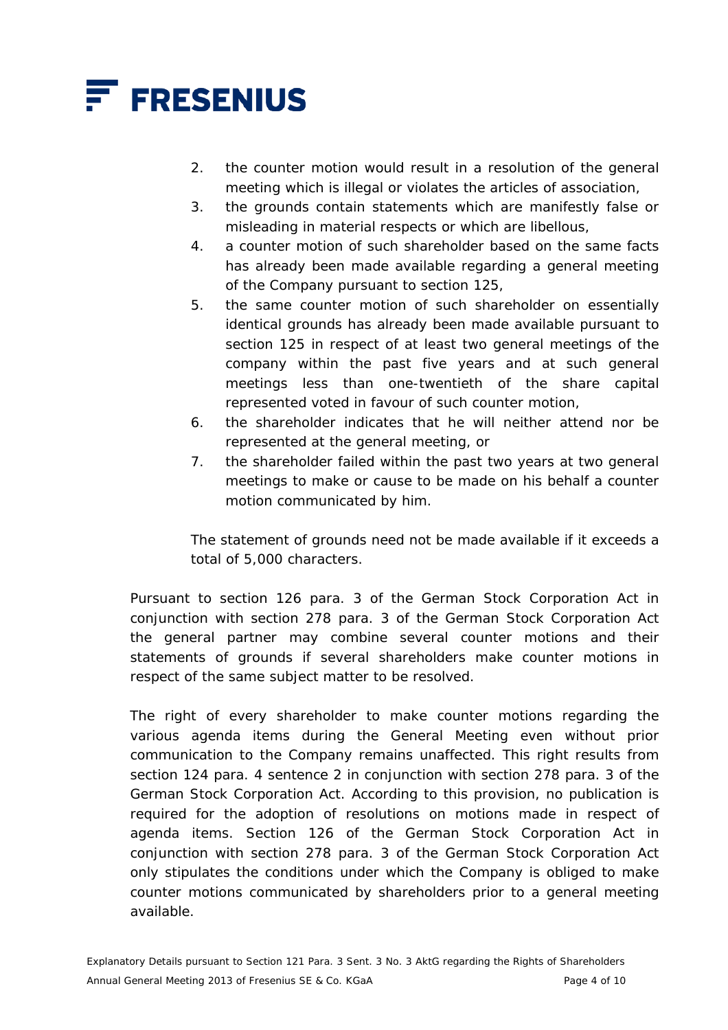2. the counter motion would result in a resolution of the general meeting which is illegal or violates the articles of association,
3. the grounds contain statements which are manifestly false or misleading in material respects or which are libellous,
4. a counter motion of such shareholder based on the same facts has already been made available regarding a general meeting of the Company pursuant to section 125,
5. the same counter motion of such shareholder on essentially identical grounds has already been made available pursuant to section 125 in respect of at least two general meetings of the company within the past five years and at such general meetings less than one-twentieth of the share capital represented voted in favour of such counter motion,
6. the shareholder indicates that he will neither attend nor be represented at the general meeting, or
7. the shareholder failed within the past two years at two general meetings to make or cause to be made on his behalf a counter motion communicated by him.

The statement of grounds need not be made available if it exceeds a total of 5,000 characters.

Pursuant to section 126 para. 3 of the German Stock Corporation Act in conjunction with section 278 para. 3 of the German Stock Corporation Act the general partner may combine several counter motions and their statements of grounds if several shareholders make counter motions in respect of the same subject matter to be resolved.

The right of every shareholder to make counter motions regarding the various agenda items during the General Meeting even without prior communication to the Company remains unaffected. This right results from section 124 para. 4 sentence 2 in conjunction with section 278 para. 3 of the German Stock Corporation Act. According to this provision, no publication is required for the adoption of resolutions on motions made in respect of agenda items. Section 126 of the German Stock Corporation Act in conjunction with section 278 para. 3 of the German Stock Corporation Act only stipulates the conditions under which the Company is obliged to make counter motions communicated by shareholders prior to a general meeting available.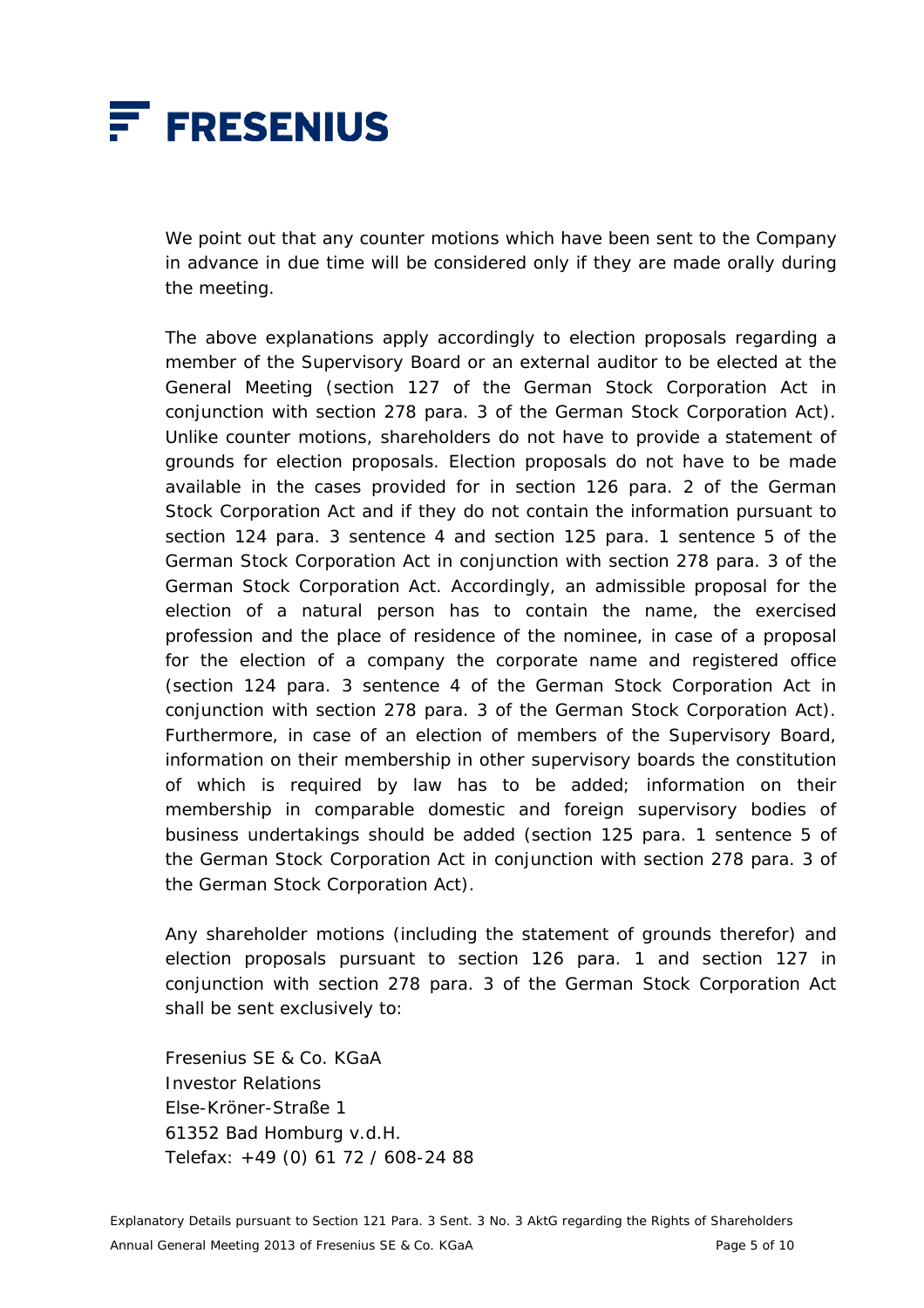We point out that any counter motions which have been sent to the Company in advance in due time will be considered only if they are made orally during the meeting.

The above explanations apply accordingly to election proposals regarding a member of the Supervisory Board or an external auditor to be elected at the General Meeting (section 127 of the German Stock Corporation Act in conjunction with section 278 para. 3 of the German Stock Corporation Act). Unlike counter motions, shareholders do not have to provide a statement of grounds for election proposals. Election proposals do not have to be made available in the cases provided for in section 126 para. 2 of the German Stock Corporation Act and if they do not contain the information pursuant to section 124 para. 3 sentence 4 and section 125 para. 1 sentence 5 of the German Stock Corporation Act in conjunction with section 278 para. 3 of the German Stock Corporation Act. Accordingly, an admissible proposal for the election of a natural person has to contain the name, the exercised profession and the place of residence of the nominee, in case of a proposal for the election of a company the corporate name and registered office (section 124 para. 3 sentence 4 of the German Stock Corporation Act in conjunction with section 278 para. 3 of the German Stock Corporation Act). Furthermore, in case of an election of members of the Supervisory Board, information on their membership in other supervisory boards the constitution of which is required by law has to be added; information on their membership in comparable domestic and foreign supervisory bodies of business undertakings should be added (section 125 para. 1 sentence 5 of the German Stock Corporation Act in conjunction with section 278 para. 3 of the German Stock Corporation Act).

Any shareholder motions (including the statement of grounds therefor) and election proposals pursuant to section 126 para. 1 and section 127 in conjunction with section 278 para. 3 of the German Stock Corporation Act shall be sent exclusively to:

Fresenius SE & Co. KGaA
Investor Relations
Else-Kröner-Straße 1
61352 Bad Homburg v.d.H.
Telefax: +49 (0) 61 72 / 608-24 88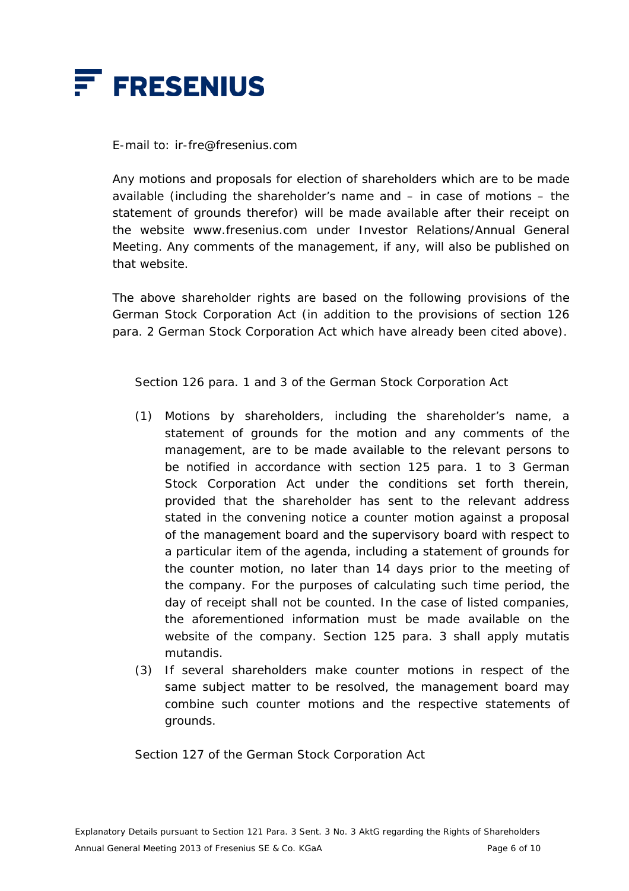E-mail to: ir-fre@fresenius.com

Any motions and proposals for election of shareholders which are to be made available (including the shareholder's name and – in case of motions – the statement of grounds therefor) will be made available after their receipt on the website www.fresenius.com under Investor Relations/Annual General Meeting. Any comments of the management, if any, will also be published on that website.

The above shareholder rights are based on the following provisions of the German Stock Corporation Act (in addition to the provisions of section 126 para. 2 German Stock Corporation Act which have already been cited above).

Section 126 para. 1 and 3 of the German Stock Corporation Act

(1) Motions by shareholders, including the shareholder's name, a statement of grounds for the motion and any comments of the management, are to be made available to the relevant persons to be notified in accordance with section 125 para. 1 to 3 German Stock Corporation Act under the conditions set forth therein, provided that the shareholder has sent to the relevant address stated in the convening notice a counter motion against a proposal of the management board and the supervisory board with respect to a particular item of the agenda, including a statement of grounds for the counter motion, no later than 14 days prior to the meeting of the company. For the purposes of calculating such time period, the day of receipt shall not be counted. In the case of listed companies, the aforementioned information must be made available on the website of the company. Section 125 para. 3 shall apply mutatis mutandis.

(3) If several shareholders make counter motions in respect of the same subject matter to be resolved, the management board may combine such counter motions and the respective statements of grounds.

Section 127 of the German Stock Corporation Act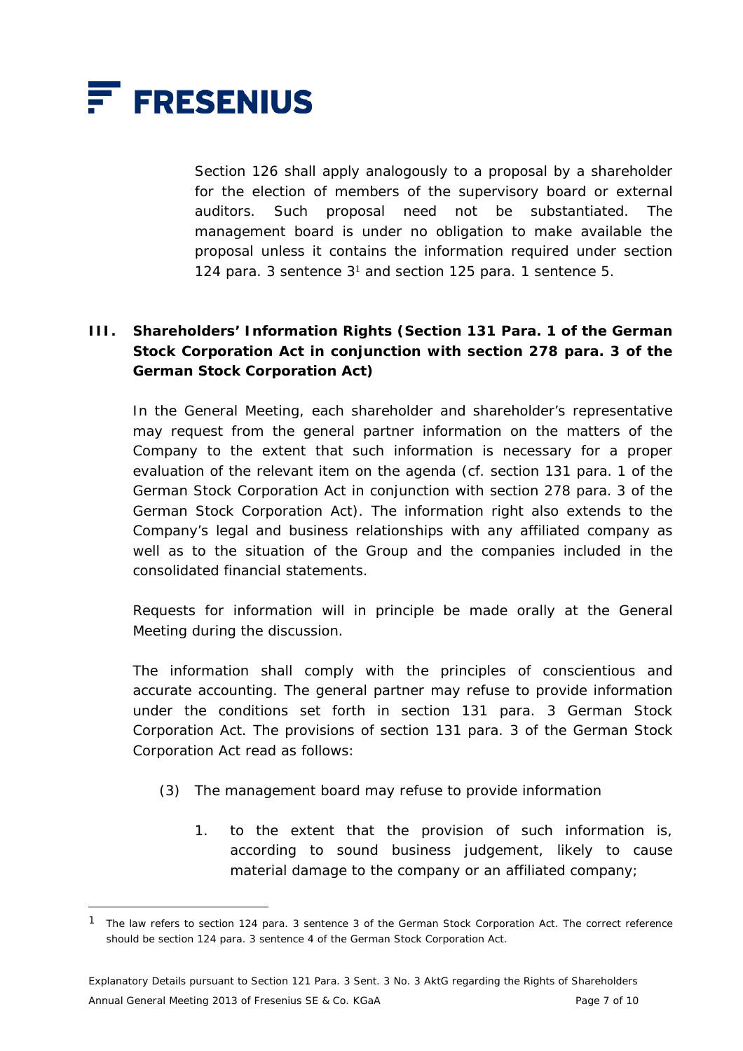Section 126 shall apply analogously to a proposal by a shareholder for the election of members of the supervisory board or external auditors. Such proposal need not be substantiated. The management board is under no obligation to make available the proposal unless it contains the information required under section 124 para. 3 sentence 3[1] and section 125 para. 1 sentence 5.

## III. Shareholders' Information Rights (Section 131 Para. 1 of the German Stock Corporation Act in conjunction with section 278 para. 3 of the German Stock Corporation Act)

In the General Meeting, each shareholder and shareholder's representative may request from the general partner information on the matters of the Company to the extent that such information is necessary for a proper evaluation of the relevant item on the agenda (cf. section 131 para. 1 of the German Stock Corporation Act in conjunction with section 278 para. 3 of the German Stock Corporation Act). The information right also extends to the Company's legal and business relationships with any affiliated company as well as to the situation of the Group and the companies included in the consolidated financial statements.

Requests for information will in principle be made orally at the General Meeting during the discussion.

The information shall comply with the principles of conscientious and accurate accounting. The general partner may refuse to provide information under the conditions set forth in section 131 para. 3 German Stock Corporation Act. The provisions of section 131 para. 3 of the German Stock Corporation Act read as follows:

(3) The management board may refuse to provide information

1. to the extent that the provision of such information is, according to sound business judgement, likely to cause material damage to the company or an affiliated company;

[1] The law refers to section 124 para. 3 sentence 3 of the German Stock Corporation Act. The correct reference should be section 124 para. 3 sentence 4 of the German Stock Corporation Act.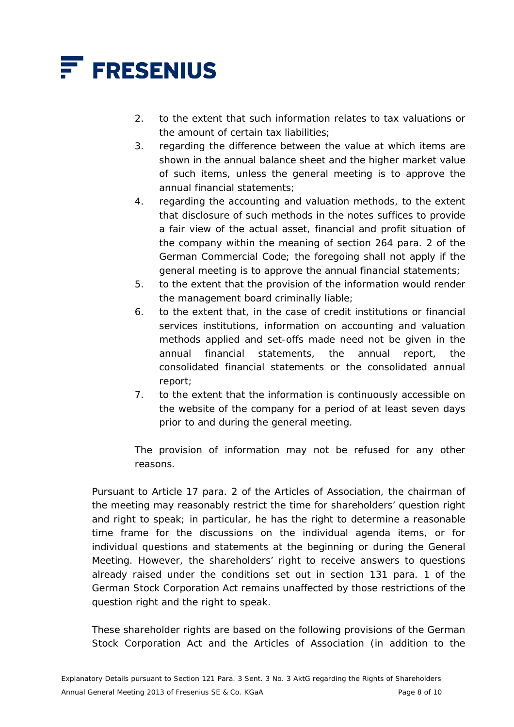2. to the extent that such information relates to tax valuations or the amount of certain tax liabilities;
3. regarding the difference between the value at which items are shown in the annual balance sheet and the higher market value of such items, unless the general meeting is to approve the annual financial statements;
4. regarding the accounting and valuation methods, to the extent that disclosure of such methods in the notes suffices to provide a fair view of the actual asset, financial and profit situation of the company within the meaning of section 264 para. 2 of the German Commercial Code; the foregoing shall not apply if the general meeting is to approve the annual financial statements;
5. to the extent that the provision of the information would render the management board criminally liable;
6. to the extent that, in the case of credit institutions or financial services institutions, information on accounting and valuation methods applied and set-offs made need not be given in the annual financial statements, the annual report, the consolidated financial statements or the consolidated annual report;
7. to the extent that the information is continuously accessible on the website of the company for a period of at least seven days prior to and during the general meeting.

The provision of information may not be refused for any other reasons.

Pursuant to Article 17 para. 2 of the Articles of Association, the chairman of the meeting may reasonably restrict the time for shareholders' question right and right to speak; in particular, he has the right to determine a reasonable time frame for the discussions on the individual agenda items, or for individual questions and statements at the beginning or during the General Meeting. However, the shareholders' right to receive answers to questions already raised under the conditions set out in section 131 para. 1 of the German Stock Corporation Act remains unaffected by those restrictions of the question right and the right to speak.

These shareholder rights are based on the following provisions of the German Stock Corporation Act and the Articles of Association (in addition to the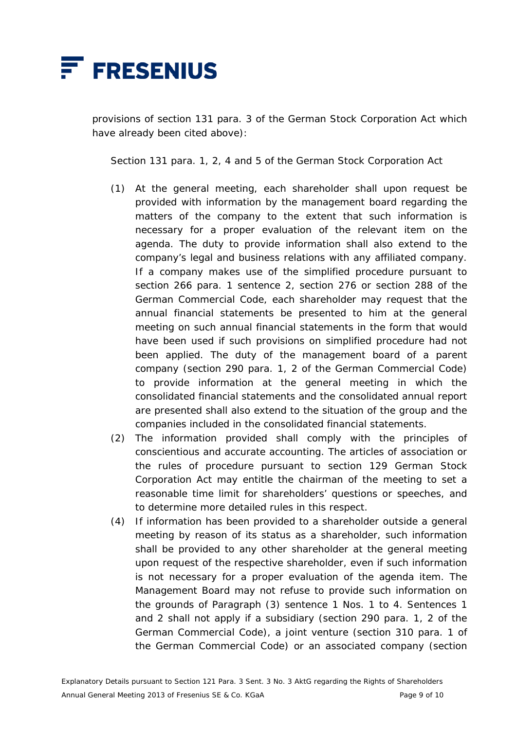provisions of section 131 para. 3 of the German Stock Corporation Act which have already been cited above):

Section 131 para. 1, 2, 4 and 5 of the German Stock Corporation Act

(1) At the general meeting, each shareholder shall upon request be provided with information by the management board regarding the matters of the company to the extent that such information is necessary for a proper evaluation of the relevant item on the agenda. The duty to provide information shall also extend to the company's legal and business relations with any affiliated company. If a company makes use of the simplified procedure pursuant to section 266 para. 1 sentence 2, section 276 or section 288 of the German Commercial Code, each shareholder may request that the annual financial statements be presented to him at the general meeting on such annual financial statements in the form that would have been used if such provisions on simplified procedure had not been applied. The duty of the management board of a parent company (section 290 para. 1, 2 of the German Commercial Code) to provide information at the general meeting in which the consolidated financial statements and the consolidated annual report are presented shall also extend to the situation of the group and the companies included in the consolidated financial statements.

(2) The information provided shall comply with the principles of conscientious and accurate accounting. The articles of association or the rules of procedure pursuant to section 129 German Stock Corporation Act may entitle the chairman of the meeting to set a reasonable time limit for shareholders' questions or speeches, and to determine more detailed rules in this respect.

(4) If information has been provided to a shareholder outside a general meeting by reason of its status as a shareholder, such information shall be provided to any other shareholder at the general meeting upon request of the respective shareholder, even if such information is not necessary for a proper evaluation of the agenda item. The Management Board may not refuse to provide such information on the grounds of Paragraph (3) sentence 1 Nos. 1 to 4. Sentences 1 and 2 shall not apply if a subsidiary (section 290 para. 1, 2 of the German Commercial Code), a joint venture (section 310 para. 1 of the German Commercial Code) or an associated company (section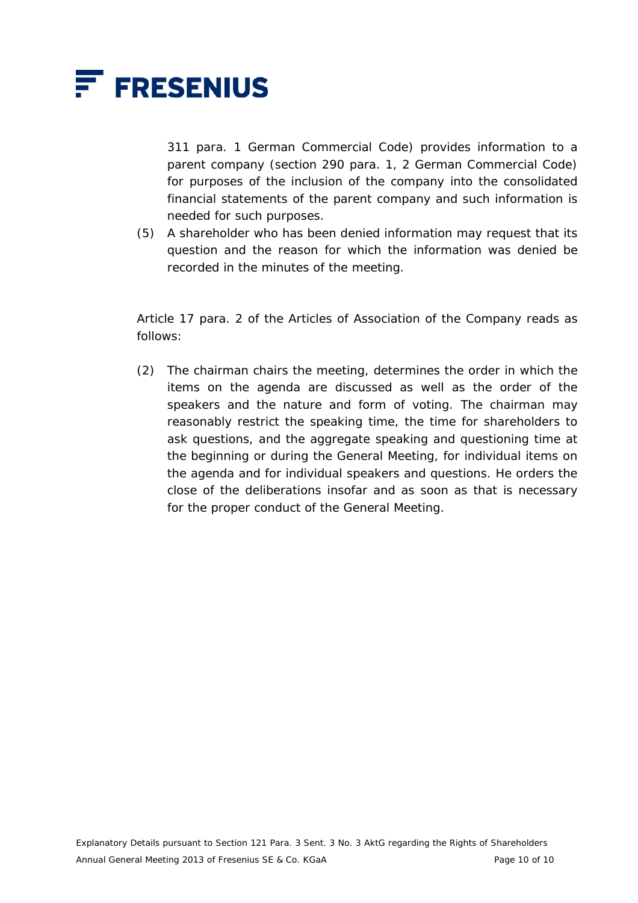311 para. 1 German Commercial Code) provides information to a parent company (section 290 para. 1, 2 German Commercial Code) for purposes of the inclusion of the company into the consolidated financial statements of the parent company and such information is needed for such purposes.

(5) A shareholder who has been denied information may request that its question and the reason for which the information was denied be recorded in the minutes of the meeting.

Article 17 para. 2 of the Articles of Association of the Company reads as follows:

(2) The chairman chairs the meeting, determines the order in which the items on the agenda are discussed as well as the order of the speakers and the nature and form of voting. The chairman may reasonably restrict the speaking time, the time for shareholders to ask questions, and the aggregate speaking and questioning time at the beginning or during the General Meeting, for individual items on the agenda and for individual speakers and questions. He orders the close of the deliberations insofar and as soon as that is necessary for the proper conduct of the General Meeting.